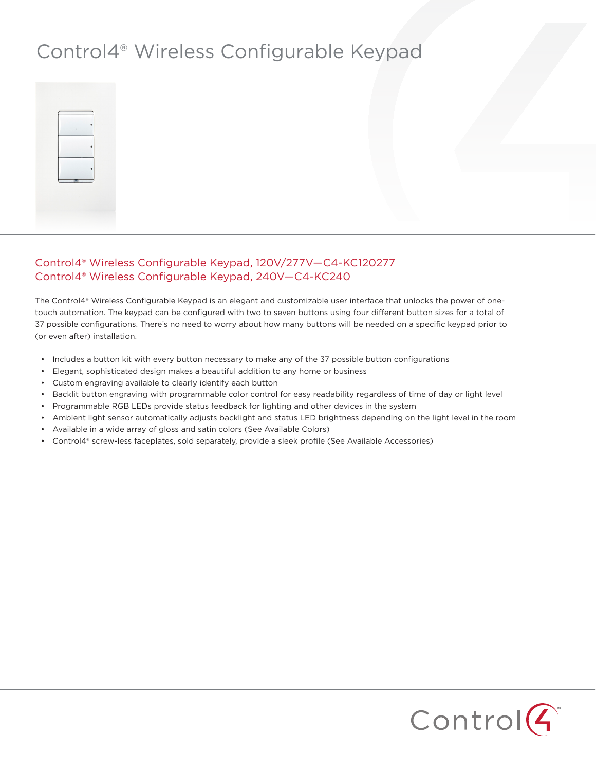# Control4® Wireless Configurable Keypad

## Control4® Wireless Configurable Keypad, 120V/277V—C4-KC120277
## Control4® Wireless Configurable Keypad, 240V—C4-KC240

The Control4® Wireless Configurable Keypad is an elegant and customizable user interface that unlocks the power of one-touch automation. The keypad can be configured with two to seven buttons using four different button sizes for a total of 37 possible configurations. There's no need to worry about how many buttons will be needed on a specific keypad prior to (or even after) installation.

- Includes a button kit with every button necessary to make any of the 37 possible button configurations
- Elegant, sophisticated design makes a beautiful addition to any home or business
- Custom engraving available to clearly identify each button
- Backlit button engraving with programmable color control for easy readability regardless of time of day or light level
- Programmable RGB LEDs provide status feedback for lighting and other devices in the system
- Ambient light sensor automatically adjusts backlight and status LED brightness depending on the light level in the room
- Available in a wide array of gloss and satin colors (See Available Colors)
- Control4® screw-less faceplates, sold separately, provide a sleek profile (See Available Accessories)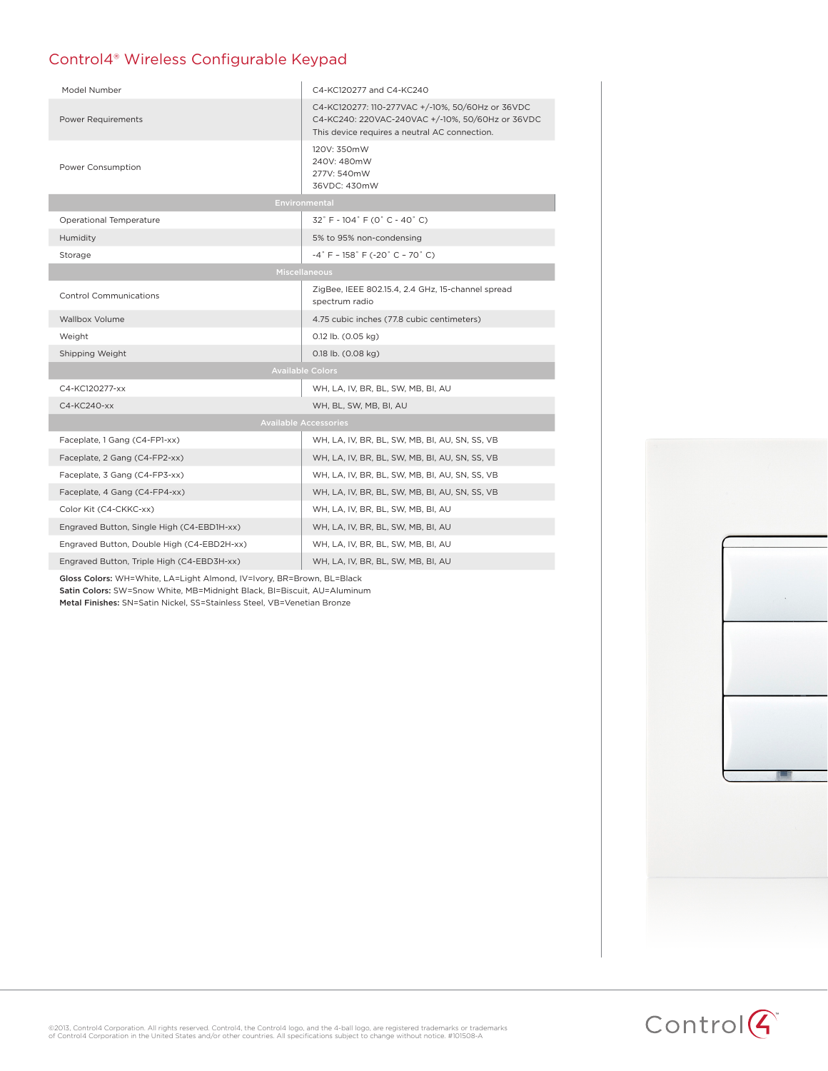## Control4® Wireless Configurable Keypad

| | |
|---|---|
| Model Number | C4-KC120277 and C4-KC240 |
| Power Requirements | C4-KC120277: 110-277VAC +/-10%, 50/60Hz or 36VDC<br>C4-KC240: 220VAC-240VAC +/-10%, 50/60Hz or 36VDC<br>This device requires a neutral AC connection. |
| Power Consumption | 120V: 350mW<br>240V: 480mW<br>277V: 540mW<br>36VDC: 430mW |
| **Environmental** | |
| Operational Temperature | 32˚ F - 104˚ F (0˚ C - 40˚ C) |
| Humidity | 5% to 95% non-condensing |
| Storage | -4˚ F – 158˚ F (-20˚ C – 70˚ C) |
| **Miscellaneous** | |
| Control Communications | ZigBee, IEEE 802.15.4, 2.4 GHz, 15-channel spread spectrum radio |
| Wallbox Volume | 4.75 cubic inches (77.8 cubic centimeters) |
| Weight | 0.12 lb. (0.05 kg) |
| Shipping Weight | 0.18 lb. (0.08 kg) |
| **Available Colors** | |
| C4-KC120277-xx | WH, LA, IV, BR, BL, SW, MB, BI, AU |
| C4-KC240-xx | WH, BL, SW, MB, BI, AU |
| **Available Accessories** | |
| Faceplate, 1 Gang (C4-FP1-xx) | WH, LA, IV, BR, BL, SW, MB, BI, AU, SN, SS, VB |
| Faceplate, 2 Gang (C4-FP2-xx) | WH, LA, IV, BR, BL, SW, MB, BI, AU, SN, SS, VB |
| Faceplate, 3 Gang (C4-FP3-xx) | WH, LA, IV, BR, BL, SW, MB, BI, AU, SN, SS, VB |
| Faceplate, 4 Gang (C4-FP4-xx) | WH, LA, IV, BR, BL, SW, MB, BI, AU, SN, SS, VB |
| Color Kit (C4-CKKC-xx) | WH, LA, IV, BR, BL, SW, MB, BI, AU |
| Engraved Button, Single High (C4-EBD1H-xx) | WH, LA, IV, BR, BL, SW, MB, BI, AU |
| Engraved Button, Double High (C4-EBD2H-xx) | WH, LA, IV, BR, BL, SW, MB, BI, AU |
| Engraved Button, Triple High (C4-EBD3H-xx) | WH, LA, IV, BR, BL, SW, MB, BI, AU |

**Gloss Colors:** WH=White, LA=Light Almond, IV=Ivory, BR=Brown, BL=Black
**Satin Colors:** SW=Snow White, MB=Midnight Black, BI=Biscuit, AU=Aluminum
**Metal Finishes:** SN=Satin Nickel, SS=Stainless Steel, VB=Venetian Bronze

©2013, Control4 Corporation. All rights reserved. Control4, the Control4 logo, and the 4-ball logo, are registered trademarks or trademarks of Control4 Corporation in the United States and/or other countries. All specifications subject to change without notice. #101508-A